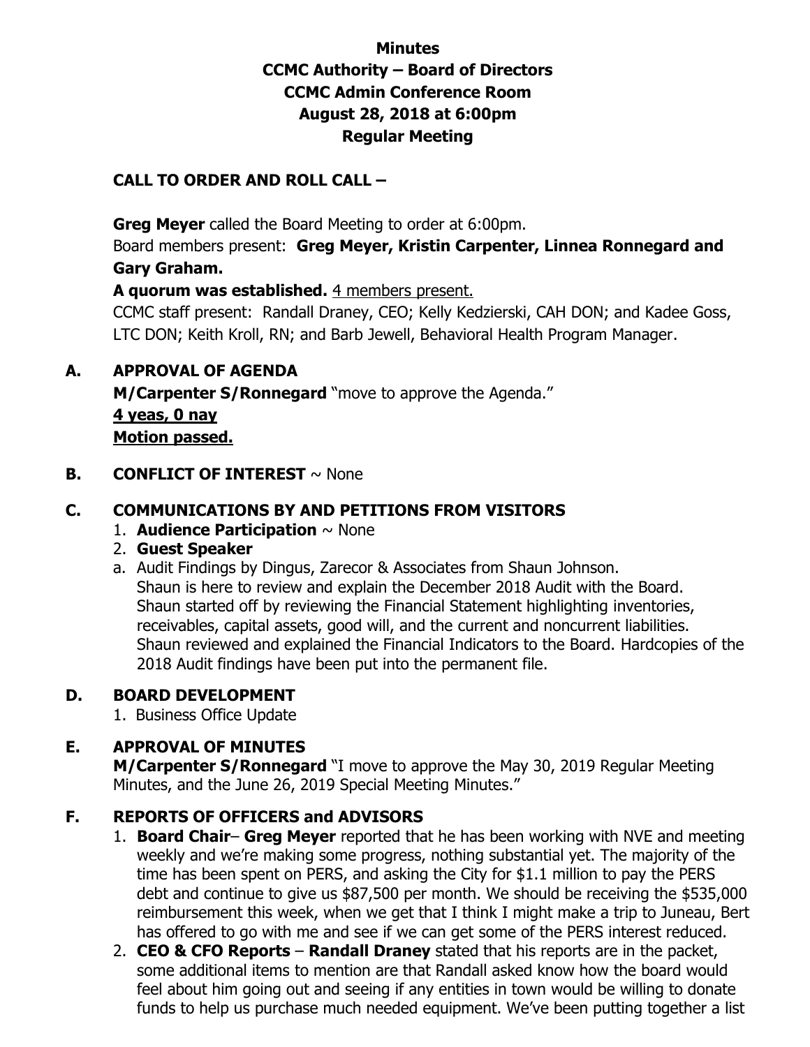# Minutes
# CCMC Authority – Board of Directors
# CCMC Admin Conference Room
# August 28, 2018 at 6:00pm
# Regular Meeting

**CALL TO ORDER AND ROLL CALL –**

**Greg Meyer** called the Board Meeting to order at 6:00pm.
Board members present: **Greg Meyer, Kristin Carpenter, Linnea Ronnegard and Gary Graham.**
**A quorum was established.** 4 members present.
CCMC staff present: Randall Draney, CEO; Kelly Kedzierski, CAH DON; and Kadee Goss, LTC DON; Keith Kroll, RN; and Barb Jewell, Behavioral Health Program Manager.

**A. APPROVAL OF AGENDA**
**M/Carpenter S/Ronnegard** "move to approve the Agenda."
**4 yeas, 0 nay**
**Motion passed.**

**B. CONFLICT OF INTEREST** ~ None

**C. COMMUNICATIONS BY AND PETITIONS FROM VISITORS**

1. **Audience Participation** ~ None
2. **Guest Speaker**

a. Audit Findings by Dingus, Zarecor & Associates from Shaun Johnson.
Shaun is here to review and explain the December 2018 Audit with the Board. Shaun started off by reviewing the Financial Statement highlighting inventories, receivables, capital assets, good will, and the current and noncurrent liabilities. Shaun reviewed and explained the Financial Indicators to the Board. Hardcopies of the 2018 Audit findings have been put into the permanent file.

**D. BOARD DEVELOPMENT**

1. Business Office Update

**E. APPROVAL OF MINUTES**
**M/Carpenter S/Ronnegard** "I move to approve the May 30, 2019 Regular Meeting Minutes, and the June 26, 2019 Special Meeting Minutes."

**F. REPORTS OF OFFICERS and ADVISORS**

1. **Board Chair**– **Greg Meyer** reported that he has been working with NVE and meeting weekly and we're making some progress, nothing substantial yet. The majority of the time has been spent on PERS, and asking the City for $1.1 million to pay the PERS debt and continue to give us $87,500 per month. We should be receiving the $535,000 reimbursement this week, when we get that I think I might make a trip to Juneau, Bert has offered to go with me and see if we can get some of the PERS interest reduced.
2. **CEO & CFO Reports** – **Randall Draney** stated that his reports are in the packet, some additional items to mention are that Randall asked know how the board would feel about him going out and seeing if any entities in town would be willing to donate funds to help us purchase much needed equipment. We've been putting together a list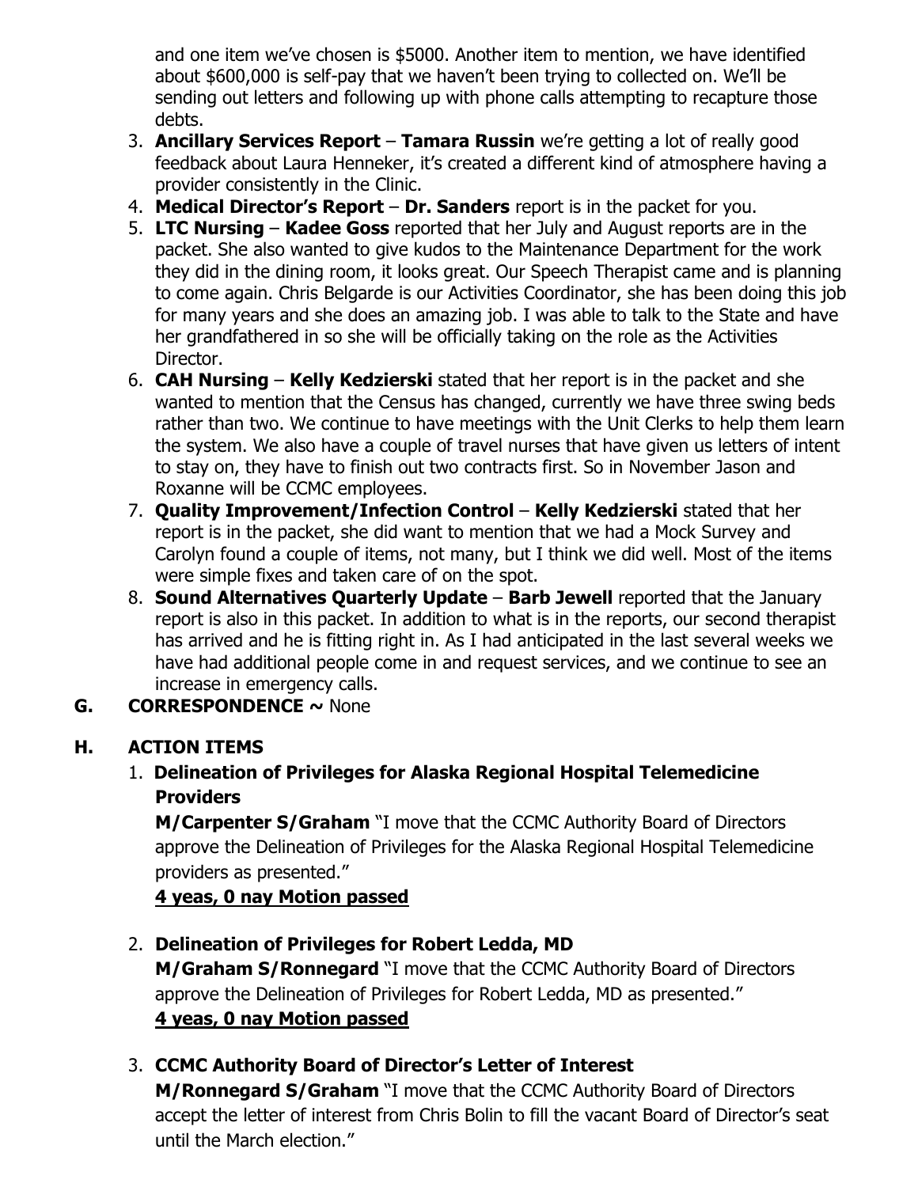and one item we've chosen is $5000. Another item to mention, we have identified about $600,000 is self-pay that we haven't been trying to collected on. We'll be sending out letters and following up with phone calls attempting to recapture those debts.

3. **Ancillary Services Report** – **Tamara Russin** we're getting a lot of really good feedback about Laura Henneker, it's created a different kind of atmosphere having a provider consistently in the Clinic.
4. **Medical Director's Report** – **Dr. Sanders** report is in the packet for you.
5. **LTC Nursing** – **Kadee Goss** reported that her July and August reports are in the packet. She also wanted to give kudos to the Maintenance Department for the work they did in the dining room, it looks great. Our Speech Therapist came and is planning to come again. Chris Belgarde is our Activities Coordinator, she has been doing this job for many years and she does an amazing job. I was able to talk to the State and have her grandfathered in so she will be officially taking on the role as the Activities Director.
6. **CAH Nursing** – **Kelly Kedzierski** stated that her report is in the packet and she wanted to mention that the Census has changed, currently we have three swing beds rather than two. We continue to have meetings with the Unit Clerks to help them learn the system. We also have a couple of travel nurses that have given us letters of intent to stay on, they have to finish out two contracts first. So in November Jason and Roxanne will be CCMC employees.
7. **Quality Improvement/Infection Control** – **Kelly Kedzierski** stated that her report is in the packet, she did want to mention that we had a Mock Survey and Carolyn found a couple of items, not many, but I think we did well. Most of the items were simple fixes and taken care of on the spot.
8. **Sound Alternatives Quarterly Update** – **Barb Jewell** reported that the January report is also in this packet. In addition to what is in the reports, our second therapist has arrived and he is fitting right in. As I had anticipated in the last several weeks we have had additional people come in and request services, and we continue to see an increase in emergency calls.

## G. CORRESPONDENCE ~ None

## H. ACTION ITEMS

1. **Delineation of Privileges for Alaska Regional Hospital Telemedicine Providers**

   **M/Carpenter S/Graham** "I move that the CCMC Authority Board of Directors approve the Delineation of Privileges for the Alaska Regional Hospital Telemedicine providers as presented."

   **4 yeas, 0 nay Motion passed**

2. **Delineation of Privileges for Robert Ledda, MD**

   **M/Graham S/Ronnegard** "I move that the CCMC Authority Board of Directors approve the Delineation of Privileges for Robert Ledda, MD as presented."

   **4 yeas, 0 nay Motion passed**

3. **CCMC Authority Board of Director's Letter of Interest**

   **M/Ronnegard S/Graham** "I move that the CCMC Authority Board of Directors accept the letter of interest from Chris Bolin to fill the vacant Board of Director's seat until the March election."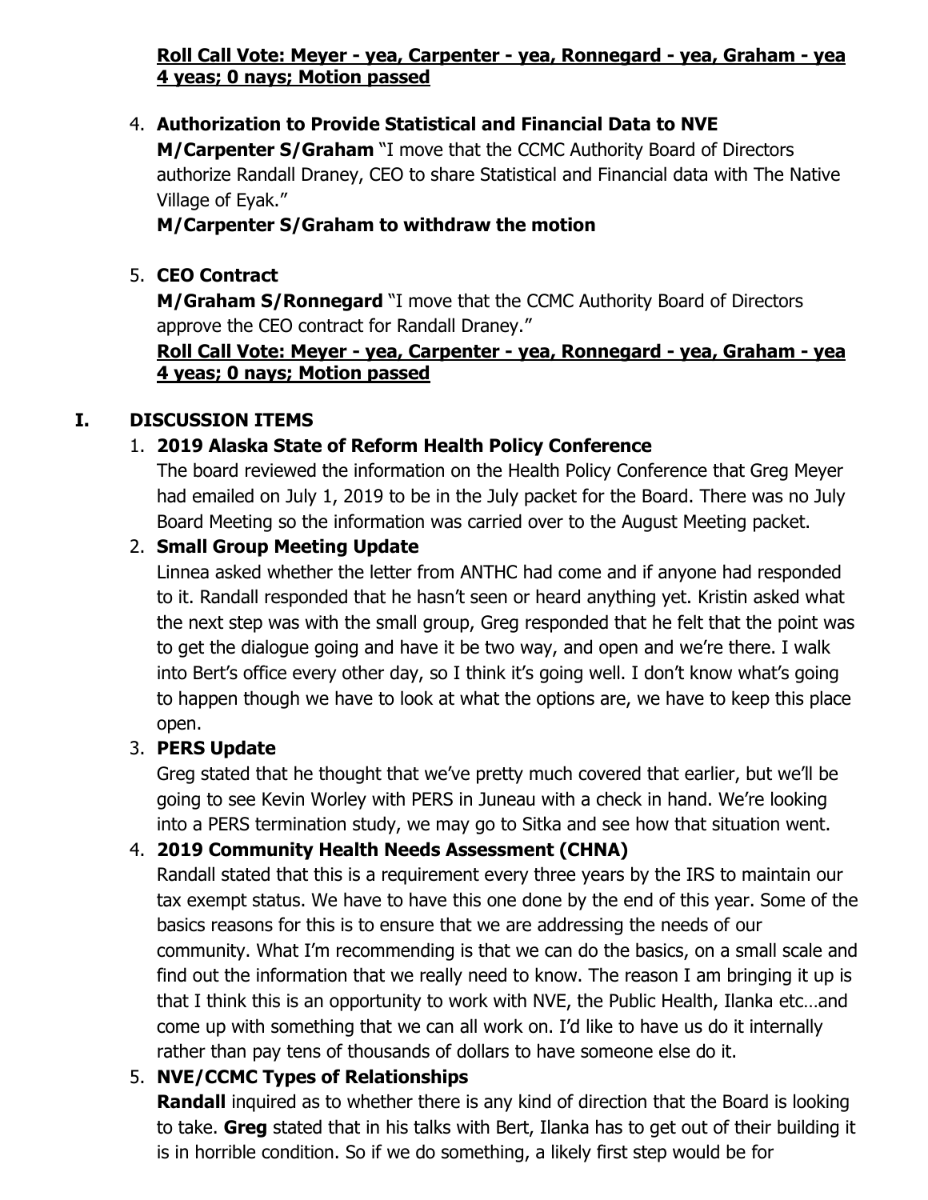**Roll Call Vote: Meyer - yea, Carpenter - yea, Ronnegard - yea, Graham - yea**
**4 yeas; 0 nays; Motion passed**

4. **Authorization to Provide Statistical and Financial Data to NVE**
   **M/Carpenter S/Graham** "I move that the CCMC Authority Board of Directors authorize Randall Draney, CEO to share Statistical and Financial data with The Native Village of Eyak."
   **M/Carpenter S/Graham to withdraw the motion**

5. **CEO Contract**
   **M/Graham S/Ronnegard** "I move that the CCMC Authority Board of Directors approve the CEO contract for Randall Draney."
   **Roll Call Vote: Meyer - yea, Carpenter - yea, Ronnegard - yea, Graham - yea**
   **4 yeas; 0 nays; Motion passed**

## I. DISCUSSION ITEMS

1. **2019 Alaska State of Reform Health Policy Conference**
   The board reviewed the information on the Health Policy Conference that Greg Meyer had emailed on July 1, 2019 to be in the July packet for the Board. There was no July Board Meeting so the information was carried over to the August Meeting packet.

2. **Small Group Meeting Update**
   Linnea asked whether the letter from ANTHC had come and if anyone had responded to it. Randall responded that he hasn't seen or heard anything yet. Kristin asked what the next step was with the small group, Greg responded that he felt that the point was to get the dialogue going and have it be two way, and open and we're there. I walk into Bert's office every other day, so I think it's going well. I don't know what's going to happen though we have to look at what the options are, we have to keep this place open.

3. **PERS Update**
   Greg stated that he thought that we've pretty much covered that earlier, but we'll be going to see Kevin Worley with PERS in Juneau with a check in hand. We're looking into a PERS termination study, we may go to Sitka and see how that situation went.

4. **2019 Community Health Needs Assessment (CHNA)**
   Randall stated that this is a requirement every three years by the IRS to maintain our tax exempt status. We have to have this one done by the end of this year. Some of the basics reasons for this is to ensure that we are addressing the needs of our community. What I'm recommending is that we can do the basics, on a small scale and find out the information that we really need to know. The reason I am bringing it up is that I think this is an opportunity to work with NVE, the Public Health, Ilanka etc…and come up with something that we can all work on. I'd like to have us do it internally rather than pay tens of thousands of dollars to have someone else do it.

5. **NVE/CCMC Types of Relationships**
   **Randall** inquired as to whether there is any kind of direction that the Board is looking to take. **Greg** stated that in his talks with Bert, Ilanka has to get out of their building it is in horrible condition. So if we do something, a likely first step would be for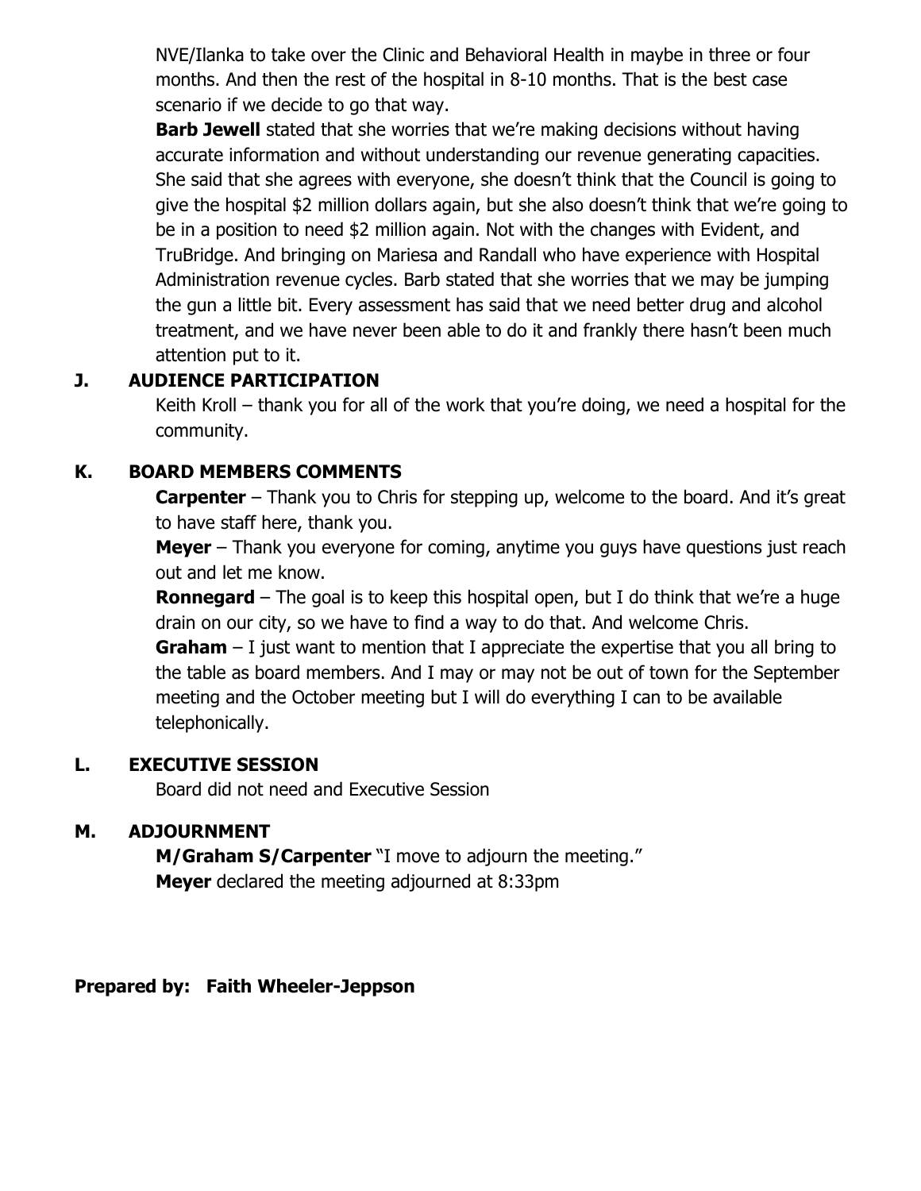NVE/Ilanka to take over the Clinic and Behavioral Health in maybe in three or four months. And then the rest of the hospital in 8-10 months. That is the best case scenario if we decide to go that way.

**Barb Jewell** stated that she worries that we're making decisions without having accurate information and without understanding our revenue generating capacities. She said that she agrees with everyone, she doesn't think that the Council is going to give the hospital $2 million dollars again, but she also doesn't think that we're going to be in a position to need $2 million again. Not with the changes with Evident, and TruBridge. And bringing on Mariesa and Randall who have experience with Hospital Administration revenue cycles. Barb stated that she worries that we may be jumping the gun a little bit. Every assessment has said that we need better drug and alcohol treatment, and we have never been able to do it and frankly there hasn't been much attention put to it.

## J. AUDIENCE PARTICIPATION

Keith Kroll – thank you for all of the work that you're doing, we need a hospital for the community.

## K. BOARD MEMBERS COMMENTS

**Carpenter** – Thank you to Chris for stepping up, welcome to the board. And it's great to have staff here, thank you.

**Meyer** – Thank you everyone for coming, anytime you guys have questions just reach out and let me know.

**Ronnegard** – The goal is to keep this hospital open, but I do think that we're a huge drain on our city, so we have to find a way to do that. And welcome Chris.

**Graham** – I just want to mention that I appreciate the expertise that you all bring to the table as board members. And I may or may not be out of town for the September meeting and the October meeting but I will do everything I can to be available telephonically.

## L. EXECUTIVE SESSION

Board did not need and Executive Session

## M. ADJOURNMENT

**M/Graham S/Carpenter** "I move to adjourn the meeting."

**Meyer** declared the meeting adjourned at 8:33pm

**Prepared by: Faith Wheeler-Jeppson**